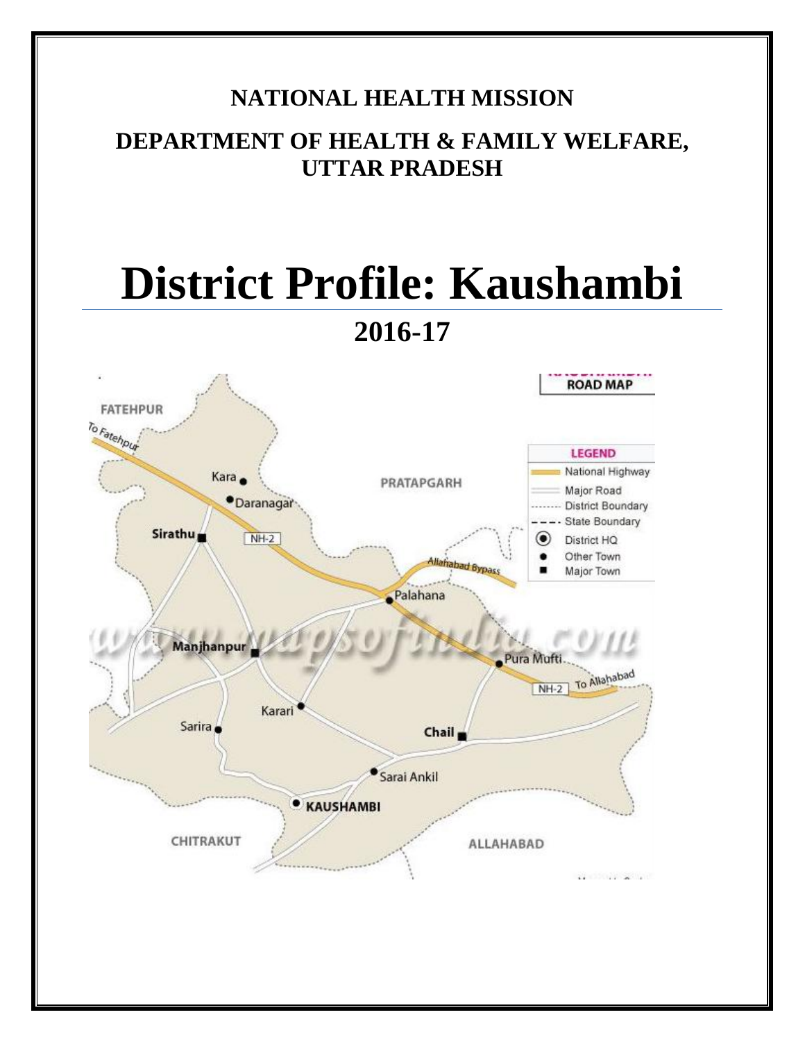**NATIONAL HEALTH MISSION**

**DEPARTMENT OF HEALTH & FAMILY WELFARE, UTTAR PRADESH**

# District Profile: Kaushambi

## 2016-17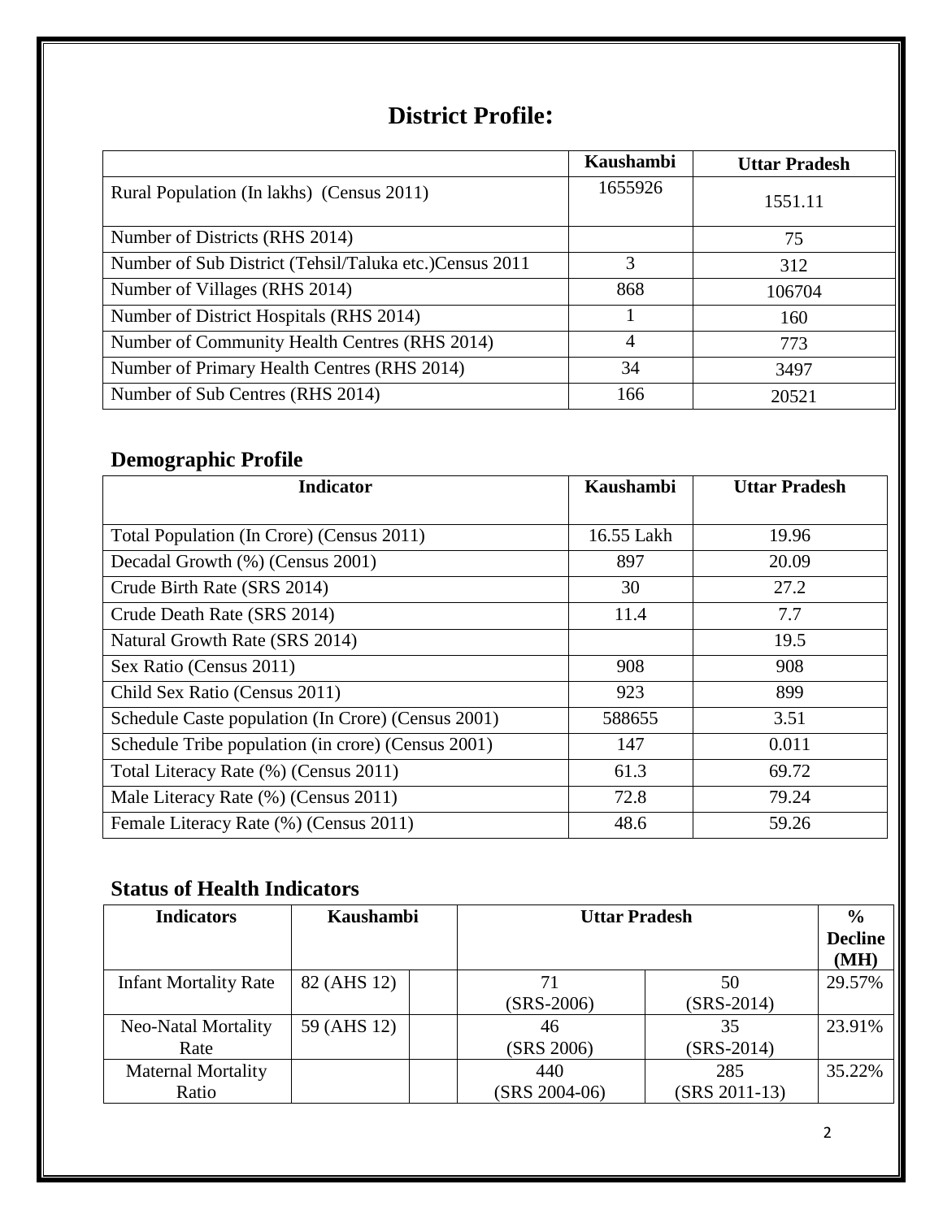# District Profile:

| | Kaushambi | Uttar Pradesh |
|---|---|---|
| Rural Population (In lakhs) (Census 2011) | 1655926 | 1551.11 |
| Number of Districts (RHS 2014) | | 75 |
| Number of Sub District (Tehsil/Taluka etc.)Census 2011 | 3 | 312 |
| Number of Villages (RHS 2014) | 868 | 106704 |
| Number of District Hospitals (RHS 2014) | 1 | 160 |
| Number of Community Health Centres (RHS 2014) | 4 | 773 |
| Number of Primary Health Centres (RHS 2014) | 34 | 3497 |
| Number of Sub Centres (RHS 2014) | 166 | 20521 |

## Demographic Profile

| Indicator | Kaushambi | Uttar Pradesh |
|---|---|---|
| Total Population (In Crore) (Census 2011) | 16.55 Lakh | 19.96 |
| Decadal Growth (%) (Census 2001) | 897 | 20.09 |
| Crude Birth Rate (SRS 2014) | 30 | 27.2 |
| Crude Death Rate (SRS 2014) | 11.4 | 7.7 |
| Natural Growth Rate (SRS 2014) | | 19.5 |
| Sex Ratio (Census 2011) | 908 | 908 |
| Child Sex Ratio (Census 2011) | 923 | 899 |
| Schedule Caste population (In Crore) (Census 2001) | 588655 | 3.51 |
| Schedule Tribe population (in crore) (Census 2001) | 147 | 0.011 |
| Total Literacy Rate (%) (Census 2011) | 61.3 | 69.72 |
| Male Literacy Rate (%) (Census 2011) | 72.8 | 79.24 |
| Female Literacy Rate (%) (Census 2011) | 48.6 | 59.26 |

## Status of Health Indicators

| Indicators | Kaushambi | | Uttar Pradesh | | % Decline (MH) |
|---|---|---|---|---|---|
| Infant Mortality Rate | 82 (AHS 12) | | 71 (SRS-2006) | 50 (SRS-2014) | 29.57% |
| Neo-Natal Mortality Rate | 59 (AHS 12) | | 46 (SRS 2006) | 35 (SRS-2014) | 23.91% |
| Maternal Mortality Ratio | | | 440 (SRS 2004-06) | 285 (SRS 2011-13) | 35.22% |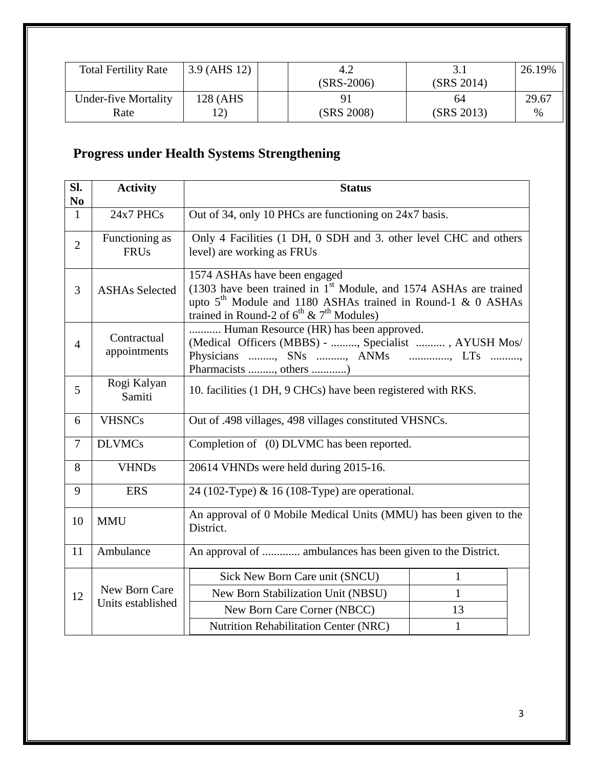| Total Fertility Rate | 3.9 (AHS 12) | | 4.2 (SRS-2006) | 3.1 (SRS 2014) | 26.19% |
|---|---|---|---|---|---|
| Under-five Mortality Rate | 128 (AHS 12) | | 91 (SRS 2008) | 64 (SRS 2013) | 29.67 % |

## Progress under Health Systems Strengthening

| Sl. No | Activity | Status |
|---|---|---|
| 1 | 24x7 PHCs | Out of 34, only 10 PHCs are functioning on 24x7 basis. |
| 2 | Functioning as FRUs | Only 4 Facilities (1 DH, 0 SDH and 3. other level CHC and others level) are working as FRUs |
| 3 | ASHAs Selected | 1574 ASHAs have been engaged (1303 have been trained in 1st Module, and 1574 ASHAs are trained upto 5th Module and 1180 ASHAs trained in Round-1 & 0 ASHAs trained in Round-2 of 6th & 7th Modules) |
| 4 | Contractual appointments | ........... Human Resource (HR) has been approved. (Medical Officers (MBBS) - ........., Specialist .......... , AYUSH Mos/ Physicians ........., SNs .........., ANMs ............., LTs .........., Pharmacists ........., others ............) |
| 5 | Rogi Kalyan Samiti | 10. facilities (1 DH, 9 CHCs) have been registered with RKS. |
| 6 | VHSNCs | Out of .498 villages, 498 villages constituted VHSNCs. |
| 7 | DLVMCs | Completion of (0) DLVMC has been reported. |
| 8 | VHNDs | 20614 VHNDs were held during 2015-16. |
| 9 | ERS | 24 (102-Type) & 16 (108-Type) are operational. |
| 10 | MMU | An approval of 0 Mobile Medical Units (MMU) has been given to the District. |
| 11 | Ambulance | An approval of ............. ambulances has been given to the District. |
| 12 | New Born Care Units established | Sick New Born Care unit (SNCU): 1<br>New Born Stabilization Unit (NBSU): 1<br>New Born Care Corner (NBCC): 13<br>Nutrition Rehabilitation Center (NRC): 1 |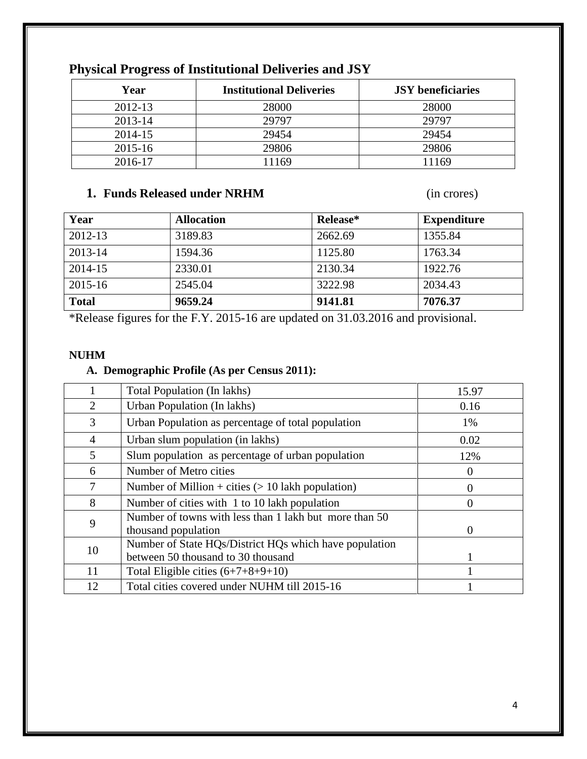## Physical Progress of Institutional Deliveries and JSY

| Year | Institutional Deliveries | JSY beneficiaries |
|---|---|---|
| 2012-13 | 28000 | 28000 |
| 2013-14 | 29797 | 29797 |
| 2014-15 | 29454 | 29454 |
| 2015-16 | 29806 | 29806 |
| 2016-17 | 11169 | 11169 |

### 1. Funds Released under NRHM (in crores)

| Year | Allocation | Release* | Expenditure |
|---|---|---|---|
| 2012-13 | 3189.83 | 2662.69 | 1355.84 |
| 2013-14 | 1594.36 | 1125.80 | 1763.34 |
| 2014-15 | 2330.01 | 2130.34 | 1922.76 |
| 2015-16 | 2545.04 | 3222.98 | 2034.43 |
| **Total** | **9659.24** | **9141.81** | **7076.37** |

*Release figures for the F.Y. 2015-16 are updated on 31.03.2016 and provisional.

**NUHM**

### A. Demographic Profile (As per Census 2011):

| | | |
|---|---|---|
| 1 | Total Population (In lakhs) | 15.97 |
| 2 | Urban Population (In lakhs) | 0.16 |
| 3 | Urban Population as percentage of total population | 1% |
| 4 | Urban slum population (in lakhs) | 0.02 |
| 5 | Slum population as percentage of urban population | 12% |
| 6 | Number of Metro cities | 0 |
| 7 | Number of Million + cities (> 10 lakh population) | 0 |
| 8 | Number of cities with 1 to 10 lakh population | 0 |
| 9 | Number of towns with less than 1 lakh but more than 50 thousand population | 0 |
| 10 | Number of State HQs/District HQs which have population between 50 thousand to 30 thousand | 1 |
| 11 | Total Eligible cities (6+7+8+9+10) | 1 |
| 12 | Total cities covered under NUHM till 2015-16 | 1 |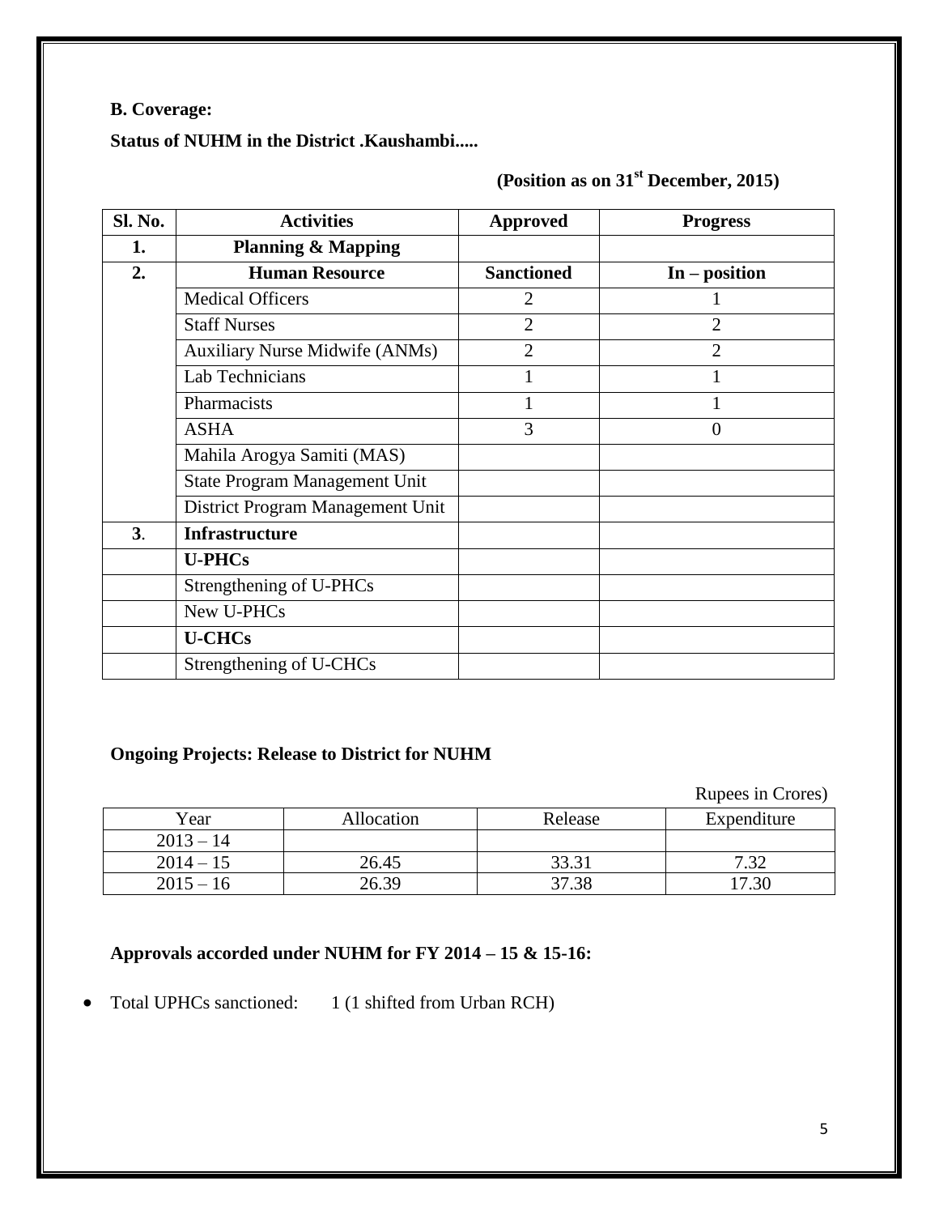**B. Coverage:**

**Status of NUHM in the District .Kaushambi.....**

**(Position as on 31st December, 2015)**

| Sl. No. | Activities | Approved | Progress |
|---|---|---|---|
| **1.** | **Planning & Mapping** | | |
| **2.** | **Human Resource** | **Sanctioned** | **In – position** |
| | Medical Officers | 2 | 1 |
| | Staff Nurses | 2 | 2 |
| | Auxiliary Nurse Midwife (ANMs) | 2 | 2 |
| | Lab Technicians | 1 | 1 |
| | Pharmacists | 1 | 1 |
| | ASHA | 3 | 0 |
| | Mahila Arogya Samiti (MAS) | | |
| | State Program Management Unit | | |
| | District Program Management Unit | | |
| **3**. | **Infrastructure** | | |
| | **U-PHCs** | | |
| | Strengthening of U-PHCs | | |
| | New U-PHCs | | |
| | **U-CHCs** | | |
| | Strengthening of U-CHCs | | |

**Ongoing Projects: Release to District for NUHM**

Rupees in Crores)

| Year | Allocation | Release | Expenditure |
|---|---|---|---|
| 2013 – 14 | | | |
| 2014 – 15 | 26.45 | 33.31 | 7.32 |
| 2015 – 16 | 26.39 | 37.38 | 17.30 |

**Approvals accorded under NUHM for FY 2014 – 15 & 15-16:**

- Total UPHCs sanctioned: 1 (1 shifted from Urban RCH)